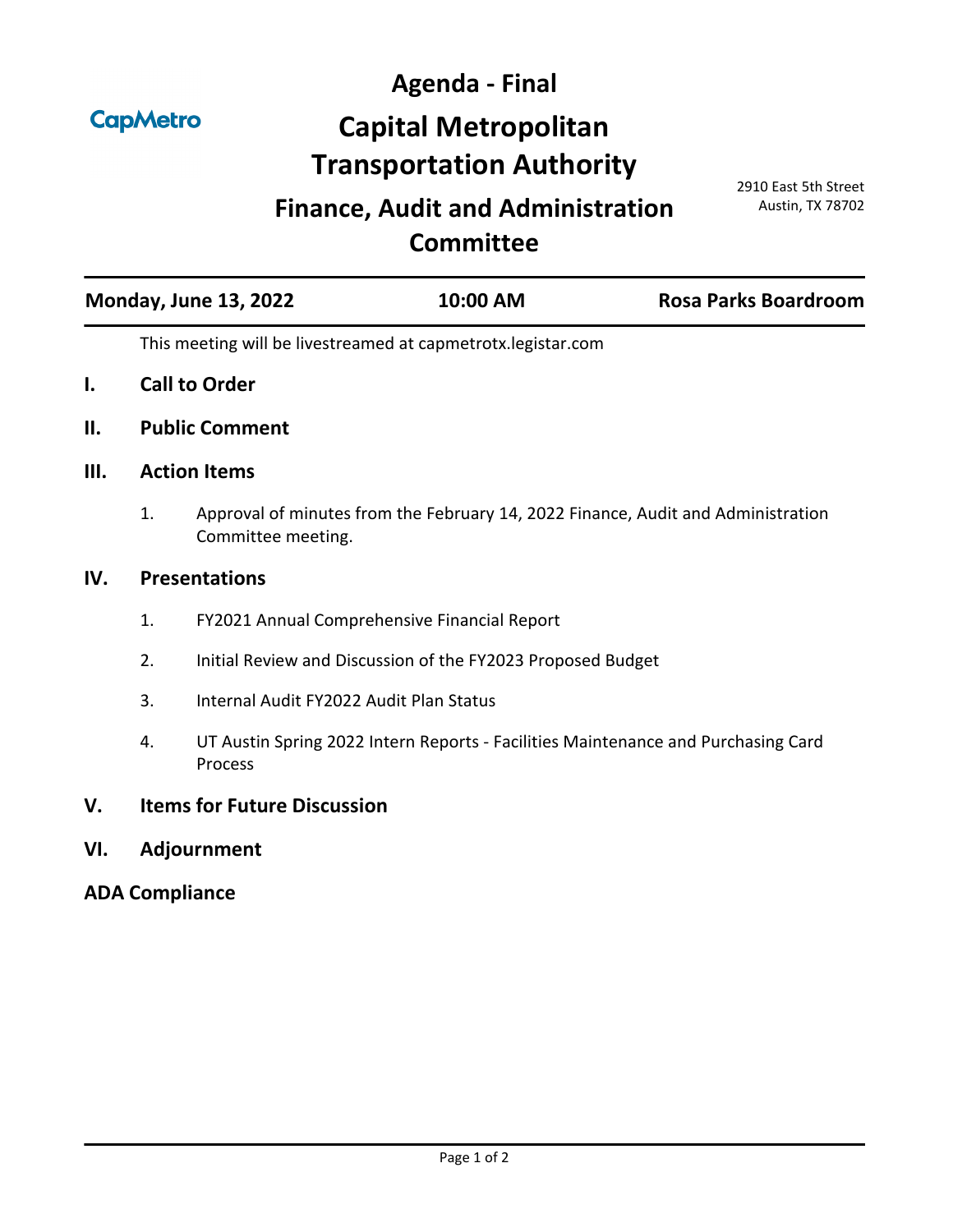# Agenda - Final

CapMetro

# Capital Metropolitan Transportation Authority

## Finance, Audit and Administration Committee

2910 East 5th Street
Austin, TX 78702

**Monday, June 13, 2022** | **10:00 AM** | **Rosa Parks Boardroom**

This meeting will be livestreamed at capmetrotx.legistar.com

## I. Call to Order

## II. Public Comment

## III. Action Items

1. Approval of minutes from the February 14, 2022 Finance, Audit and Administration Committee meeting.

## IV. Presentations

1. FY2021 Annual Comprehensive Financial Report
2. Initial Review and Discussion of the FY2023 Proposed Budget
3. Internal Audit FY2022 Audit Plan Status
4. UT Austin Spring 2022 Intern Reports - Facilities Maintenance and Purchasing Card Process

## V. Items for Future Discussion

## VI. Adjournment

## ADA Compliance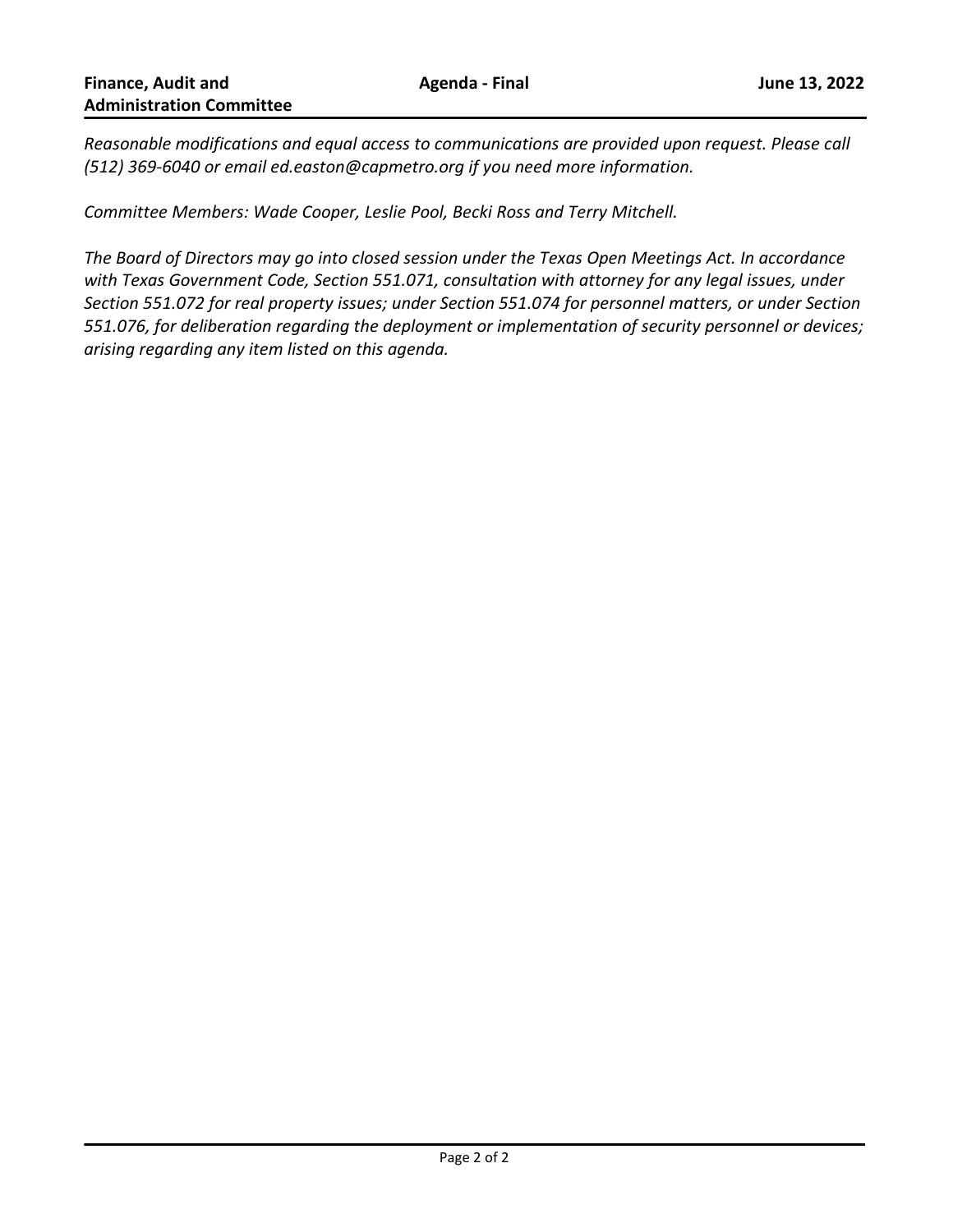*Reasonable modifications and equal access to communications are provided upon request. Please call (512) 369-6040 or email ed.easton@capmetro.org if you need more information.*

*Committee Members: Wade Cooper, Leslie Pool, Becki Ross and Terry Mitchell.*

*The Board of Directors may go into closed session under the Texas Open Meetings Act. In accordance with Texas Government Code, Section 551.071, consultation with attorney for any legal issues, under Section 551.072 for real property issues; under Section 551.074 for personnel matters, or under Section 551.076, for deliberation regarding the deployment or implementation of security personnel or devices; arising regarding any item listed on this agenda.*